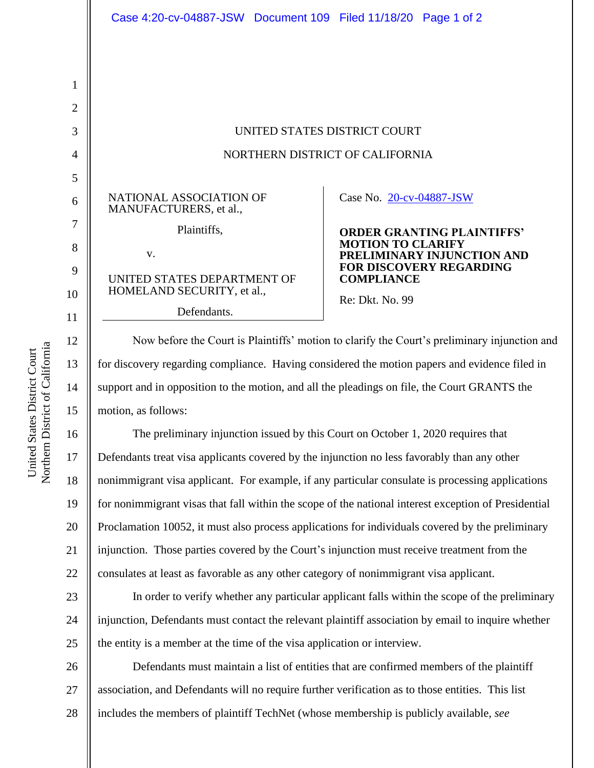UNITED STATES DISTRICT COURT

NORTHERN DISTRICT OF CALIFORNIA

NATIONAL ASSOCIATION OF MANUFACTURERS, et al.,

Plaintiffs,

v.

UNITED STATES DEPARTMENT OF HOMELAND SECURITY, et al.,

Defendants.

Case No. 20-cv-04887-JSW

**ORDER GRANTING PLAINTIFFS' MOTION TO CLARIFY PRELIMINARY INJUNCTION AND FOR DISCOVERY REGARDING COMPLIANCE**

Re: Dkt. No. 99

Now before the Court is Plaintiffs' motion to clarify the Court's preliminary injunction and for discovery regarding compliance. Having considered the motion papers and evidence filed in support and in opposition to the motion, and all the pleadings on file, the Court GRANTS the motion, as follows:

The preliminary injunction issued by this Court on October 1, 2020 requires that Defendants treat visa applicants covered by the injunction no less favorably than any other nonimmigrant visa applicant. For example, if any particular consulate is processing applications for nonimmigrant visas that fall within the scope of the national interest exception of Presidential Proclamation 10052, it must also process applications for individuals covered by the preliminary injunction. Those parties covered by the Court's injunction must receive treatment from the consulates at least as favorable as any other category of nonimmigrant visa applicant.

In order to verify whether any particular applicant falls within the scope of the preliminary injunction, Defendants must contact the relevant plaintiff association by email to inquire whether the entity is a member at the time of the visa application or interview.

Defendants must maintain a list of entities that are confirmed members of the plaintiff association, and Defendants will no require further verification as to those entities. This list includes the members of plaintiff TechNet (whose membership is publicly available, *see*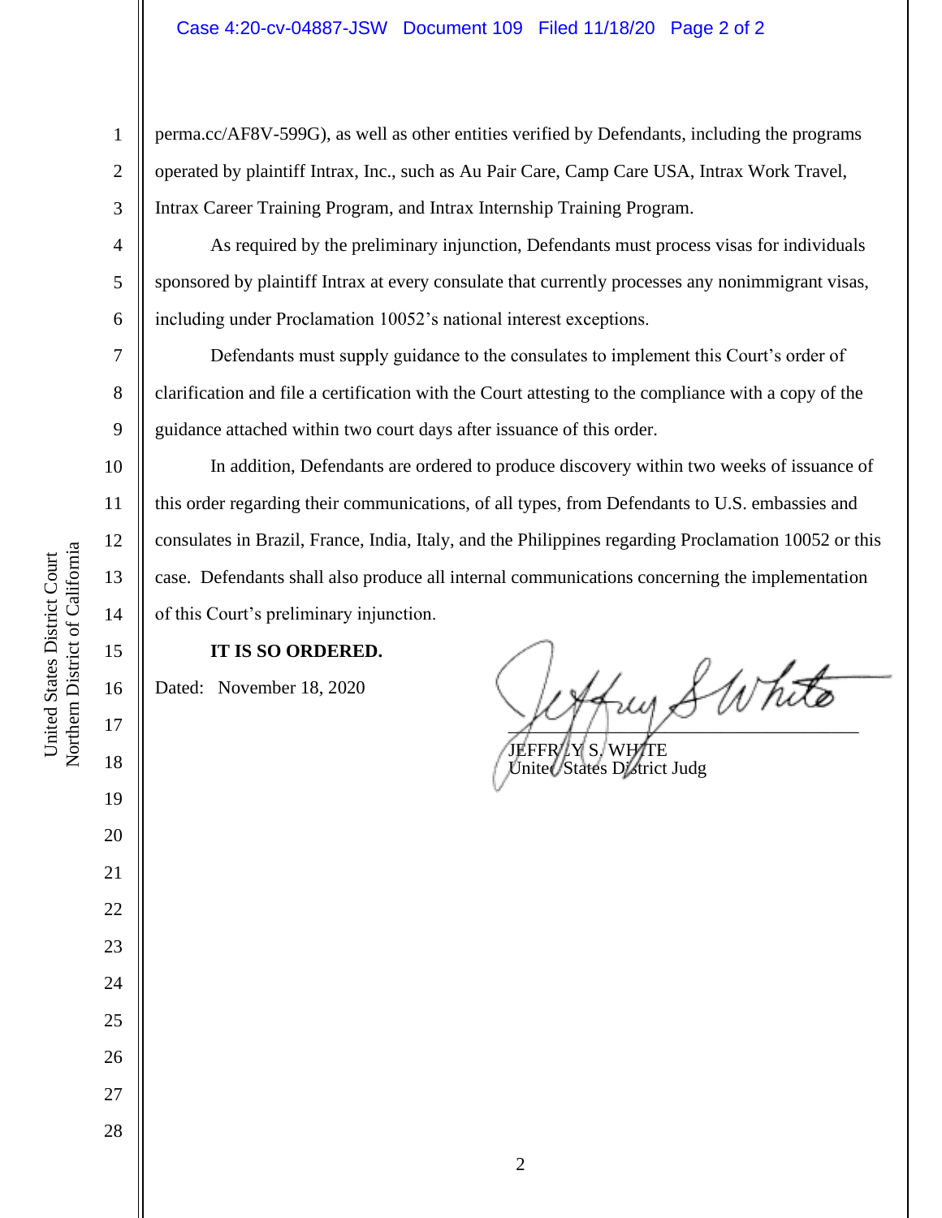perma.cc/AF8V-599G), as well as other entities verified by Defendants, including the programs operated by plaintiff Intrax, Inc., such as Au Pair Care, Camp Care USA, Intrax Work Travel, Intrax Career Training Program, and Intrax Internship Training Program.

As required by the preliminary injunction, Defendants must process visas for individuals sponsored by plaintiff Intrax at every consulate that currently processes any nonimmigrant visas, including under Proclamation 10052's national interest exceptions.

Defendants must supply guidance to the consulates to implement this Court's order of clarification and file a certification with the Court attesting to the compliance with a copy of the guidance attached within two court days after issuance of this order.

In addition, Defendants are ordered to produce discovery within two weeks of issuance of this order regarding their communications, of all types, from Defendants to U.S. embassies and consulates in Brazil, France, India, Italy, and the Philippines regarding Proclamation 10052 or this case. Defendants shall also produce all internal communications concerning the implementation of this Court's preliminary injunction.

**IT IS SO ORDERED.**

Dated: November 18, 2020

JEFFREY S. WHITE
United States District Judge